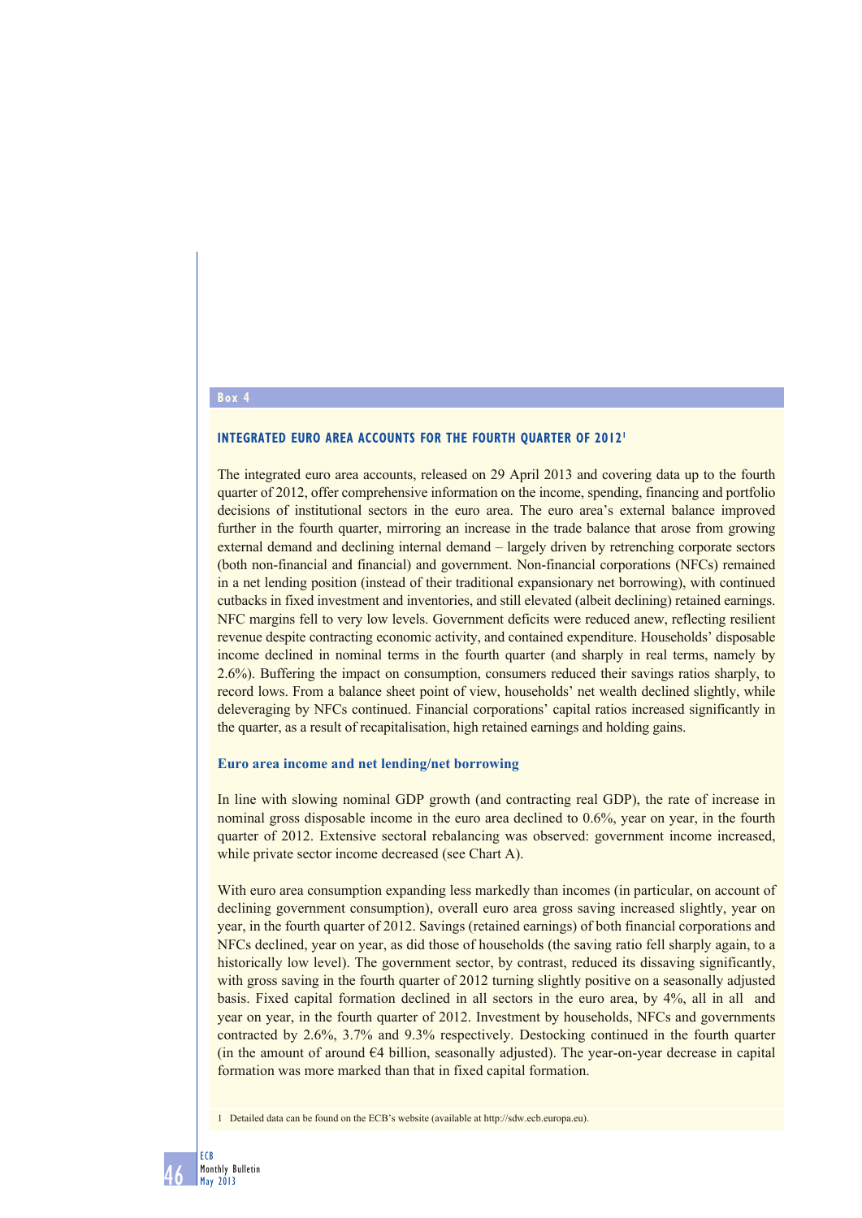Box 4

## INTEGRATED EURO AREA ACCOUNTS FOR THE FOURTH QUARTER OF 2012[1]

The integrated euro area accounts, released on 29 April 2013 and covering data up to the fourth quarter of 2012, offer comprehensive information on the income, spending, financing and portfolio decisions of institutional sectors in the euro area. The euro area's external balance improved further in the fourth quarter, mirroring an increase in the trade balance that arose from growing external demand and declining internal demand – largely driven by retrenching corporate sectors (both non-financial and financial) and government. Non-financial corporations (NFCs) remained in a net lending position (instead of their traditional expansionary net borrowing), with continued cutbacks in fixed investment and inventories, and still elevated (albeit declining) retained earnings. NFC margins fell to very low levels. Government deficits were reduced anew, reflecting resilient revenue despite contracting economic activity, and contained expenditure. Households' disposable income declined in nominal terms in the fourth quarter (and sharply in real terms, namely by 2.6%). Buffering the impact on consumption, consumers reduced their savings ratios sharply, to record lows. From a balance sheet point of view, households' net wealth declined slightly, while deleveraging by NFCs continued. Financial corporations' capital ratios increased significantly in the quarter, as a result of recapitalisation, high retained earnings and holding gains.

### Euro area income and net lending/net borrowing

In line with slowing nominal GDP growth (and contracting real GDP), the rate of increase in nominal gross disposable income in the euro area declined to 0.6%, year on year, in the fourth quarter of 2012. Extensive sectoral rebalancing was observed: government income increased, while private sector income decreased (see Chart A).

With euro area consumption expanding less markedly than incomes (in particular, on account of declining government consumption), overall euro area gross saving increased slightly, year on year, in the fourth quarter of 2012. Savings (retained earnings) of both financial corporations and NFCs declined, year on year, as did those of households (the saving ratio fell sharply again, to a historically low level). The government sector, by contrast, reduced its dissaving significantly, with gross saving in the fourth quarter of 2012 turning slightly positive on a seasonally adjusted basis. Fixed capital formation declined in all sectors in the euro area, by 4%, all in all and year on year, in the fourth quarter of 2012. Investment by households, NFCs and governments contracted by 2.6%, 3.7% and 9.3% respectively. Destocking continued in the fourth quarter (in the amount of around €4 billion, seasonally adjusted). The year-on-year decrease in capital formation was more marked than that in fixed capital formation.

1 Detailed data can be found on the ECB's website (available at http://sdw.ecb.europa.eu).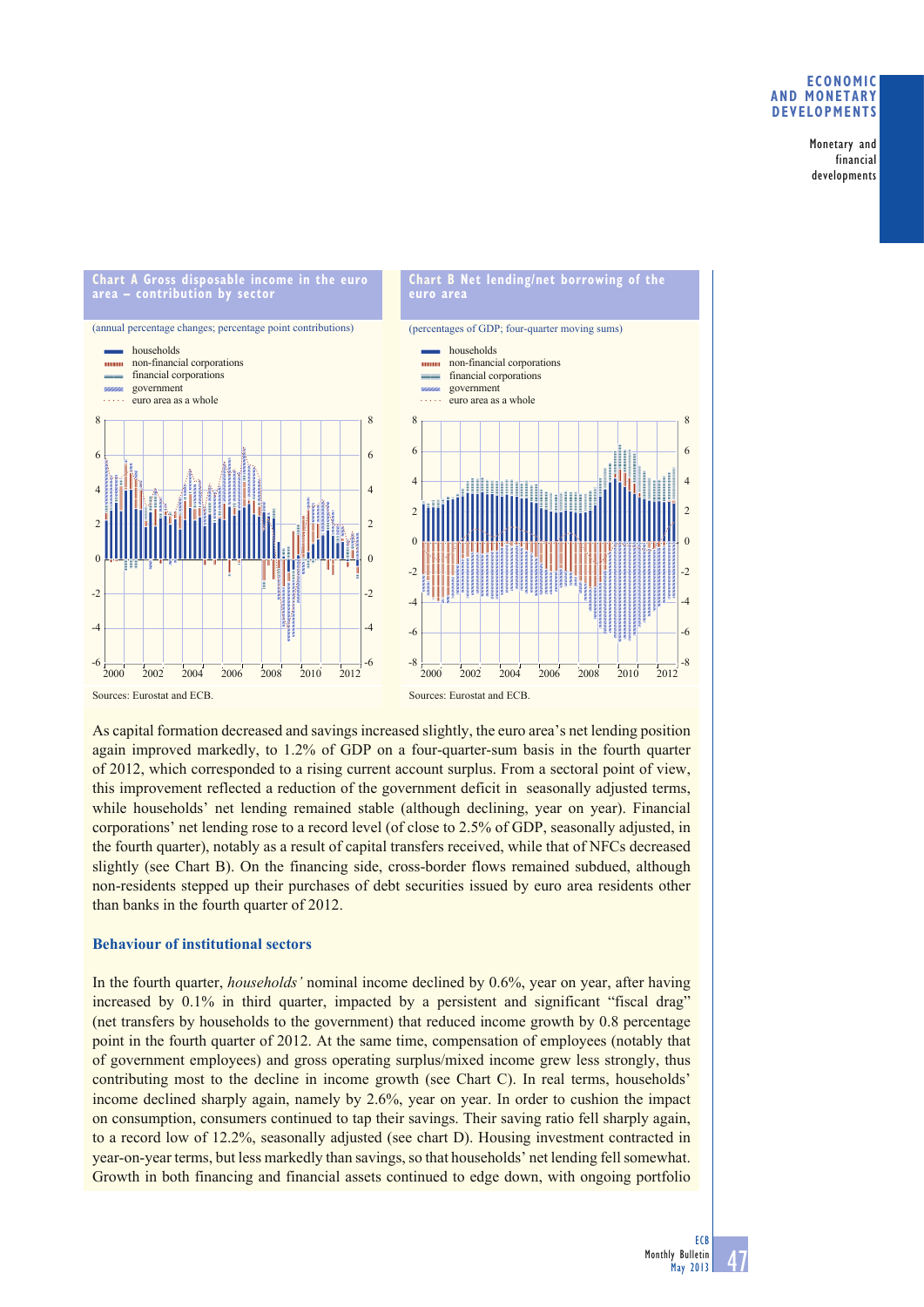**Chart A Gross disposable income in the euro area – contribution by sector**

(annual percentage changes; percentage point contributions)

- households
- non-financial corporations
- financial corporations
- government
- euro area as a whole

Sources: Eurostat and ECB.

**Chart B Net lending/net borrowing of the euro area**

(percentages of GDP; four-quarter moving sums)

- households
- non-financial corporations
- financial corporations
- government
- euro area as a whole

Sources: Eurostat and ECB.

As capital formation decreased and savings increased slightly, the euro area's net lending position again improved markedly, to 1.2% of GDP on a four-quarter-sum basis in the fourth quarter of 2012, which corresponded to a rising current account surplus. From a sectoral point of view, this improvement reflected a reduction of the government deficit in seasonally adjusted terms, while households' net lending remained stable (although declining, year on year). Financial corporations' net lending rose to a record level (of close to 2.5% of GDP, seasonally adjusted, in the fourth quarter), notably as a result of capital transfers received, while that of NFCs decreased slightly (see Chart B). On the financing side, cross-border flows remained subdued, although non-residents stepped up their purchases of debt securities issued by euro area residents other than banks in the fourth quarter of 2012.

### Behaviour of institutional sectors

In the fourth quarter, *households'* nominal income declined by 0.6%, year on year, after having increased by 0.1% in third quarter, impacted by a persistent and significant "fiscal drag" (net transfers by households to the government) that reduced income growth by 0.8 percentage point in the fourth quarter of 2012. At the same time, compensation of employees (notably that of government employees) and gross operating surplus/mixed income grew less strongly, thus contributing most to the decline in income growth (see Chart C). In real terms, households' income declined sharply again, namely by 2.6%, year on year. In order to cushion the impact on consumption, consumers continued to tap their savings. Their saving ratio fell sharply again, to a record low of 12.2%, seasonally adjusted (see chart D). Housing investment contracted in year-on-year terms, but less markedly than savings, so that households' net lending fell somewhat. Growth in both financing and financial assets continued to edge down, with ongoing portfolio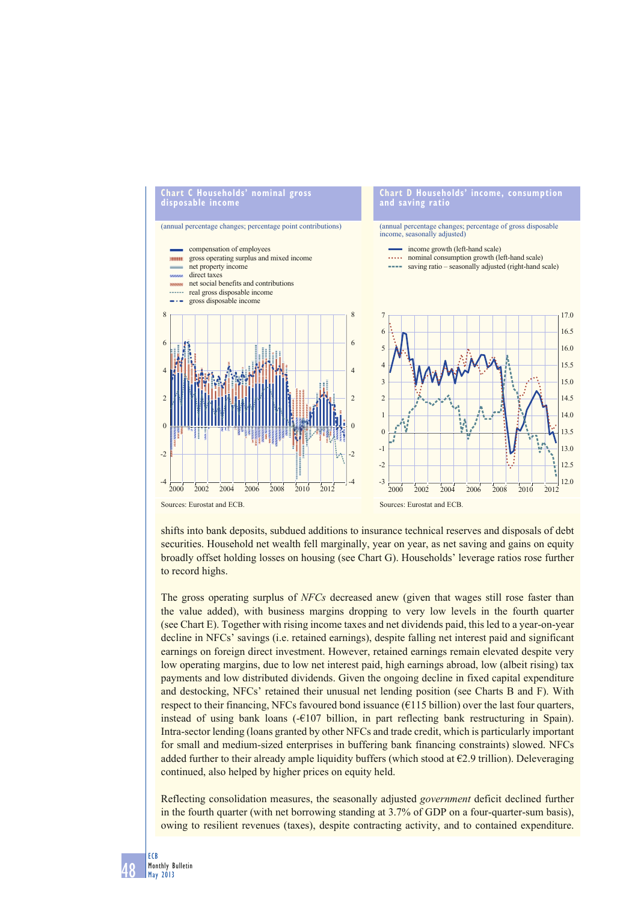**Chart C Households' nominal gross disposable income**

(annual percentage changes; percentage point contributions)

- compensation of employees
- gross operating surplus and mixed income
- net property income
- direct taxes
- net social benefits and contributions
- real gross disposable income
- gross disposable income

Sources: Eurostat and ECB.

**Chart D Households' income, consumption and saving ratio**

(annual percentage changes; percentage of gross disposable income, seasonally adjusted)

- income growth (left-hand scale)
- nominal consumption growth (left-hand scale)
- saving ratio – seasonally adjusted (right-hand scale)

Sources: Eurostat and ECB.

shifts into bank deposits, subdued additions to insurance technical reserves and disposals of debt securities. Household net wealth fell marginally, year on year, as net saving and gains on equity broadly offset holding losses on housing (see Chart G). Households' leverage ratios rose further to record highs.

The gross operating surplus of *NFCs* decreased anew (given that wages still rose faster than the value added), with business margins dropping to very low levels in the fourth quarter (see Chart E). Together with rising income taxes and net dividends paid, this led to a year-on-year decline in NFCs' savings (i.e. retained earnings), despite falling net interest paid and significant earnings on foreign direct investment. However, retained earnings remain elevated despite very low operating margins, due to low net interest paid, high earnings abroad, low (albeit rising) tax payments and low distributed dividends. Given the ongoing decline in fixed capital expenditure and destocking, NFCs' retained their unusual net lending position (see Charts B and F). With respect to their financing, NFCs favoured bond issuance (€115 billion) over the last four quarters, instead of using bank loans (-€107 billion, in part reflecting bank restructuring in Spain). Intra-sector lending (loans granted by other NFCs and trade credit, which is particularly important for small and medium-sized enterprises in buffering bank financing constraints) slowed. NFCs added further to their already ample liquidity buffers (which stood at €2.9 trillion). Deleveraging continued, also helped by higher prices on equity held.

Reflecting consolidation measures, the seasonally adjusted *government* deficit declined further in the fourth quarter (with net borrowing standing at 3.7% of GDP on a four-quarter-sum basis), owing to resilient revenues (taxes), despite contracting activity, and to contained expenditure.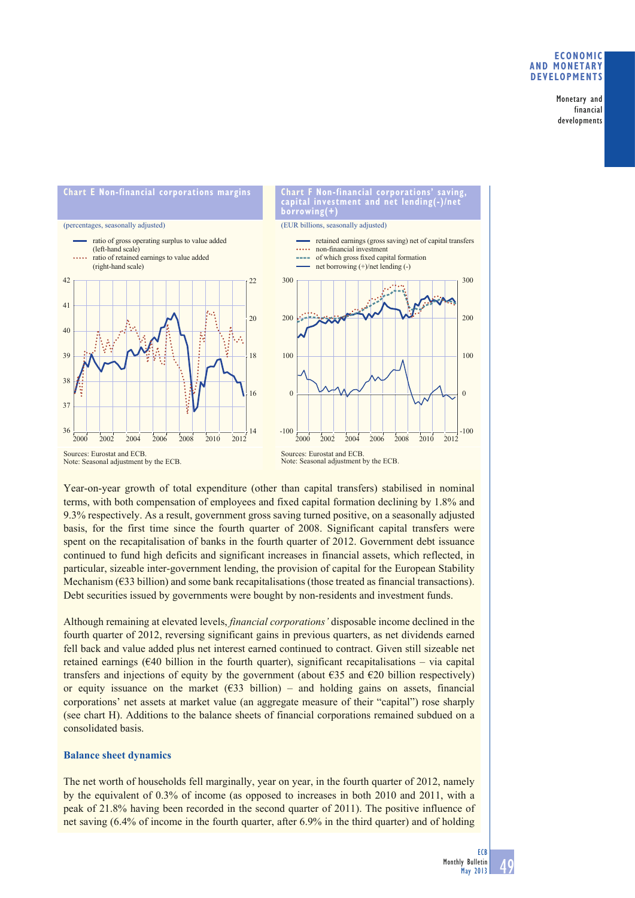**Chart E Non-financial corporations margins**

(percentages, seasonally adjusted)

- ratio of gross operating surplus to value added (left-hand scale)
- ratio of retained earnings to value added (right-hand scale)

Sources: Eurostat and ECB.
Note: Seasonal adjustment by the ECB.

**Chart F Non-financial corporations' saving, capital investment and net lending(-)/net borrowing(+)**

(EUR billions, seasonally adjusted)

- retained earnings (gross saving) net of capital transfers
- non-financial investment
- of which gross fixed capital formation
- net borrowing (+)/net lending (-)

Sources: Eurostat and ECB.
Note: Seasonal adjustment by the ECB.

Year-on-year growth of total expenditure (other than capital transfers) stabilised in nominal terms, with both compensation of employees and fixed capital formation declining by 1.8% and 9.3% respectively. As a result, government gross saving turned positive, on a seasonally adjusted basis, for the first time since the fourth quarter of 2008. Significant capital transfers were spent on the recapitalisation of banks in the fourth quarter of 2012. Government debt issuance continued to fund high deficits and significant increases in financial assets, which reflected, in particular, sizeable inter-government lending, the provision of capital for the European Stability Mechanism (€33 billion) and some bank recapitalisations (those treated as financial transactions). Debt securities issued by governments were bought by non-residents and investment funds.

Although remaining at elevated levels, *financial corporations'* disposable income declined in the fourth quarter of 2012, reversing significant gains in previous quarters, as net dividends earned fell back and value added plus net interest earned continued to contract. Given still sizeable net retained earnings (€40 billion in the fourth quarter), significant recapitalisations – via capital transfers and injections of equity by the government (about €35 and €20 billion respectively) or equity issuance on the market (€33 billion) – and holding gains on assets, financial corporations' net assets at market value (an aggregate measure of their "capital") rose sharply (see chart H). Additions to the balance sheets of financial corporations remained subdued on a consolidated basis.

### Balance sheet dynamics

The net worth of households fell marginally, year on year, in the fourth quarter of 2012, namely by the equivalent of 0.3% of income (as opposed to increases in both 2010 and 2011, with a peak of 21.8% having been recorded in the second quarter of 2011). The positive influence of net saving (6.4% of income in the fourth quarter, after 6.9% in the third quarter) and of holding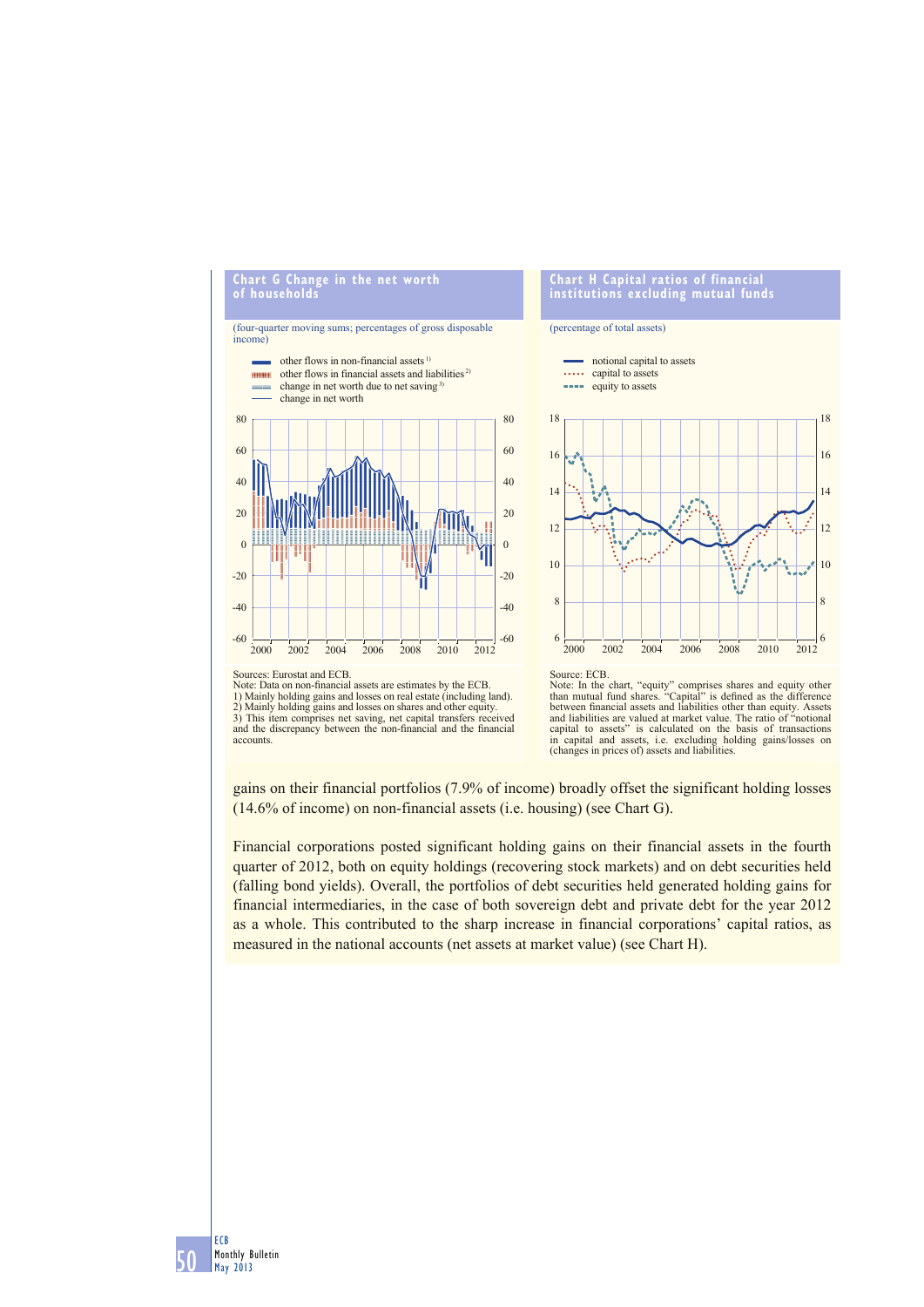**Chart G Change in the net worth of households**

(four-quarter moving sums; percentages of gross disposable income)

other flows in non-financial assets [1]
other flows in financial assets and liabilities [2]
change in net worth due to net saving [3]
change in net worth

80, 60, 40, 20, 0, -20, -40, -60
2000, 2002, 2004, 2006, 2008, 2010, 2012

Sources: Eurostat and ECB.
Note: Data on non-financial assets are estimates by the ECB.
1) Mainly holding gains and losses on real estate (including land).
2) Mainly holding gains and losses on shares and other equity.
3) This item comprises net saving, net capital transfers received and the discrepancy between the non-financial and the financial accounts.

**Chart H Capital ratios of financial institutions excluding mutual funds**

(percentage of total assets)

notional capital to assets
capital to assets
equity to assets

18, 16, 14, 12, 10, 8, 6
2000, 2002, 2004, 2006, 2008, 2010, 2012

Source: ECB.
Note: In the chart, "equity" comprises shares and equity other than mutual fund shares. "Capital" is defined as the difference between financial assets and liabilities other than equity. Assets and liabilities are valued at market value. The ratio of "notional capital to assets" is calculated on the basis of transactions in capital and assets, i.e. excluding holding gains/losses on (changes in prices of) assets and liabilities.

gains on their financial portfolios (7.9% of income) broadly offset the significant holding losses (14.6% of income) on non-financial assets (i.e. housing) (see Chart G).

Financial corporations posted significant holding gains on their financial assets in the fourth quarter of 2012, both on equity holdings (recovering stock markets) and on debt securities held (falling bond yields). Overall, the portfolios of debt securities held generated holding gains for financial intermediaries, in the case of both sovereign debt and private debt for the year 2012 as a whole. This contributed to the sharp increase in financial corporations' capital ratios, as measured in the national accounts (net assets at market value) (see Chart H).